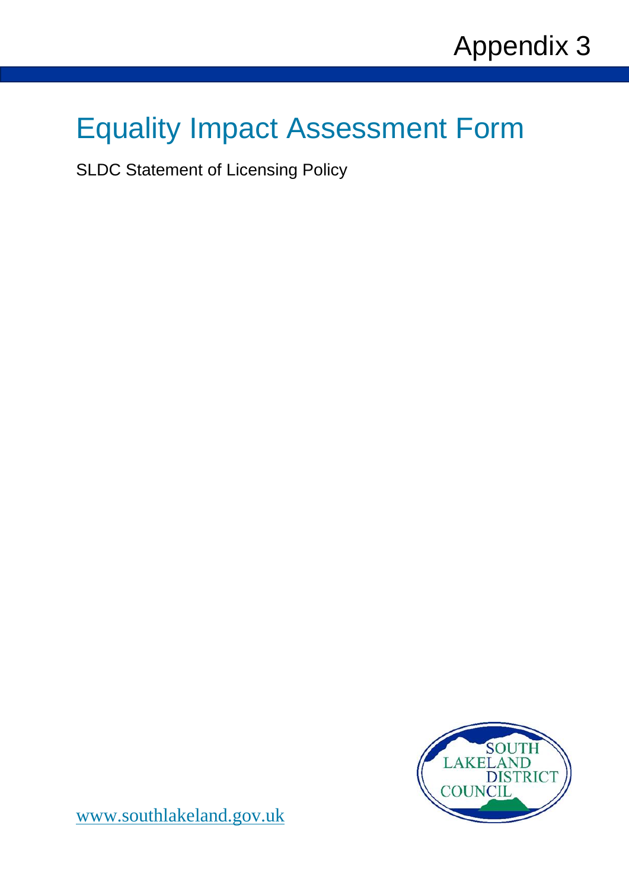Appendix 3

# Equality Impact Assessment Form

SLDC Statement of Licensing Policy

www.southlakeland.gov.uk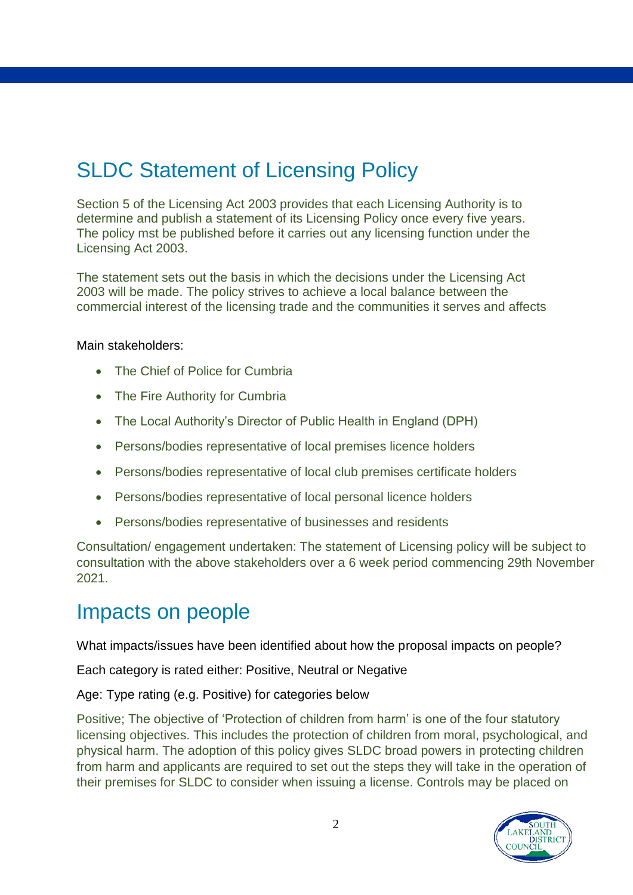# SLDC Statement of Licensing Policy

Section 5 of the Licensing Act 2003 provides that each Licensing Authority is to determine and publish a statement of its Licensing Policy once every five years. The policy mst be published before it carries out any licensing function under the Licensing Act 2003.

The statement sets out the basis in which the decisions under the Licensing Act 2003 will be made. The policy strives to achieve a local balance between the commercial interest of the licensing trade and the communities it serves and affects

Main stakeholders:

- The Chief of Police for Cumbria
- The Fire Authority for Cumbria
- The Local Authority's Director of Public Health in England (DPH)
- Persons/bodies representative of local premises licence holders
- Persons/bodies representative of local club premises certificate holders
- Persons/bodies representative of local personal licence holders
- Persons/bodies representative of businesses and residents

Consultation/ engagement undertaken: The statement of Licensing policy will be subject to consultation with the above stakeholders over a 6 week period commencing 29th November 2021.

# Impacts on people

What impacts/issues have been identified about how the proposal impacts on people?

Each category is rated either: Positive, Neutral or Negative

Age: Type rating (e.g. Positive) for categories below

Positive; The objective of 'Protection of children from harm' is one of the four statutory licensing objectives. This includes the protection of children from moral, psychological, and physical harm. The adoption of this policy gives SLDC broad powers in protecting children from harm and applicants are required to set out the steps they will take in the operation of their premises for SLDC to consider when issuing a license. Controls may be placed on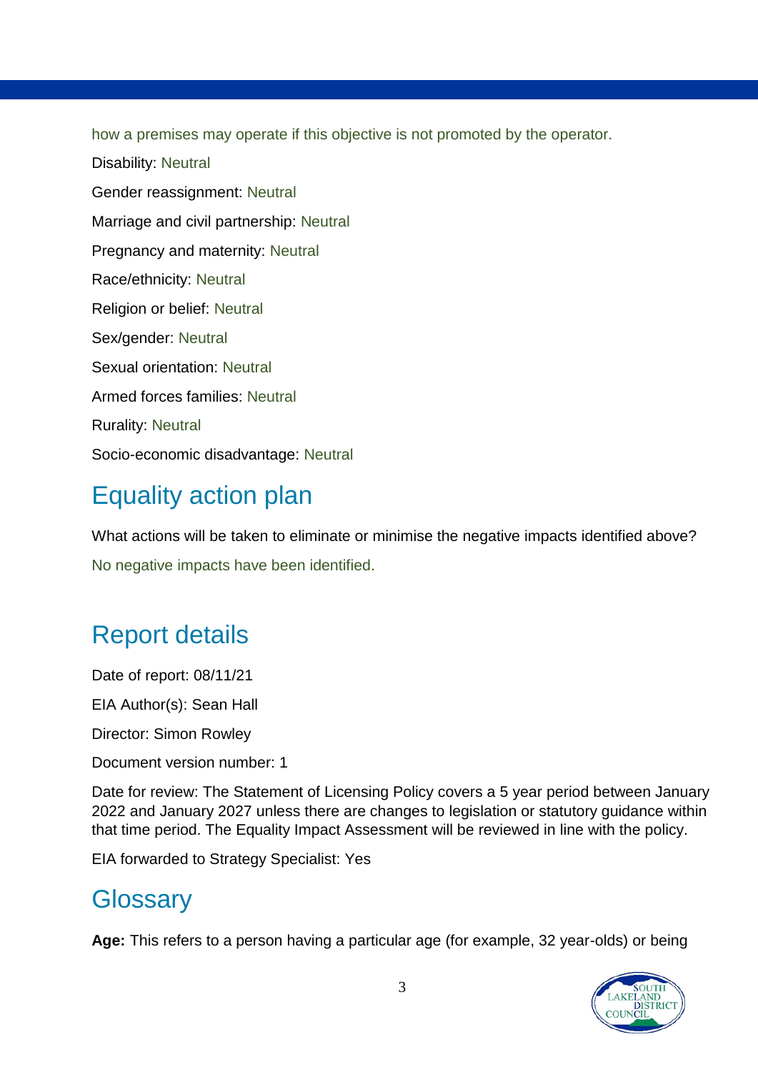how a premises may operate if this objective is not promoted by the operator.

Disability: Neutral

Gender reassignment: Neutral

Marriage and civil partnership: Neutral

Pregnancy and maternity: Neutral

Race/ethnicity: Neutral

Religion or belief: Neutral

Sex/gender: Neutral

Sexual orientation: Neutral

Armed forces families: Neutral

Rurality: Neutral

Socio-economic disadvantage: Neutral

## Equality action plan

What actions will be taken to eliminate or minimise the negative impacts identified above?

No negative impacts have been identified.

## Report details

Date of report: 08/11/21

EIA Author(s): Sean Hall

Director: Simon Rowley

Document version number: 1

Date for review: The Statement of Licensing Policy covers a 5 year period between January 2022 and January 2027 unless there are changes to legislation or statutory guidance within that time period. The Equality Impact Assessment will be reviewed in line with the policy.

EIA forwarded to Strategy Specialist: Yes

## Glossary

**Age:** This refers to a person having a particular age (for example, 32 year-olds) or being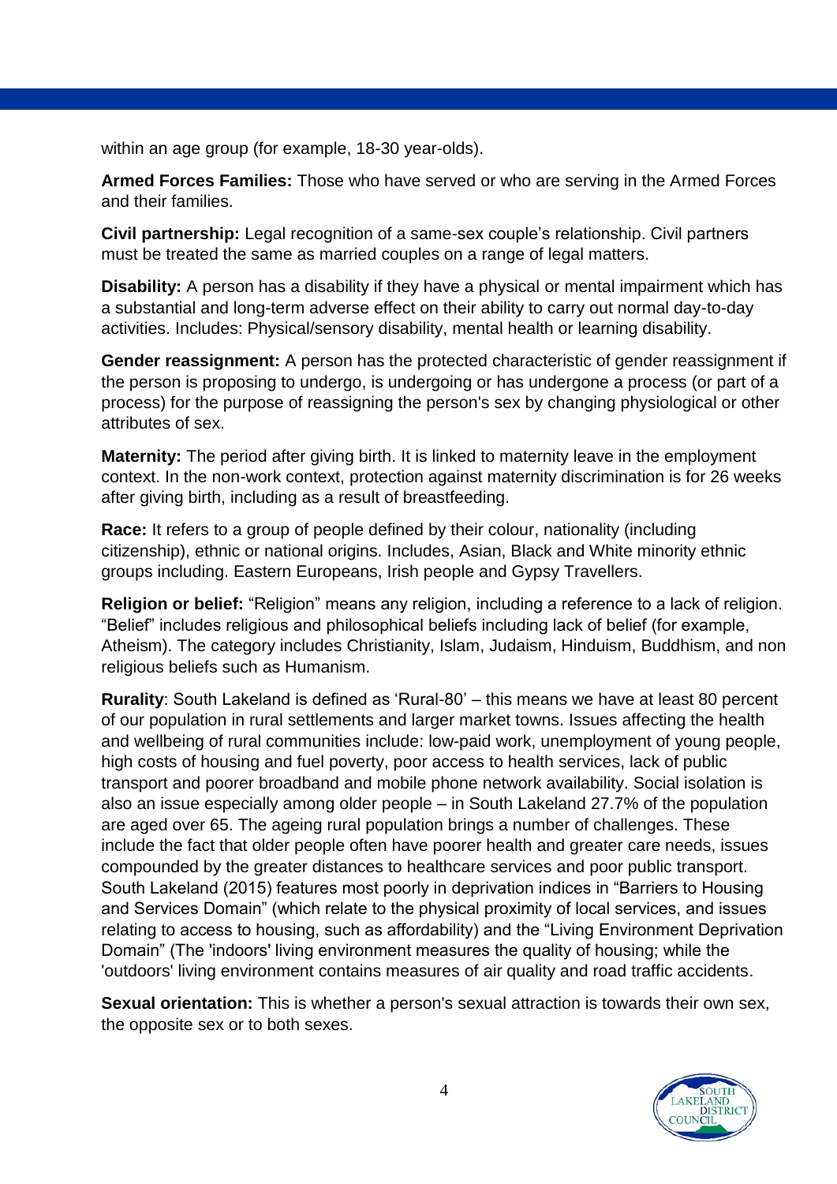within an age group (for example, 18-30 year-olds).

**Armed Forces Families:** Those who have served or who are serving in the Armed Forces and their families.

**Civil partnership:** Legal recognition of a same-sex couple's relationship. Civil partners must be treated the same as married couples on a range of legal matters.

**Disability:** A person has a disability if they have a physical or mental impairment which has a substantial and long-term adverse effect on their ability to carry out normal day-to-day activities. Includes: Physical/sensory disability, mental health or learning disability.

**Gender reassignment:** A person has the protected characteristic of gender reassignment if the person is proposing to undergo, is undergoing or has undergone a process (or part of a process) for the purpose of reassigning the person's sex by changing physiological or other attributes of sex.

**Maternity:** The period after giving birth. It is linked to maternity leave in the employment context. In the non-work context, protection against maternity discrimination is for 26 weeks after giving birth, including as a result of breastfeeding.

**Race:** It refers to a group of people defined by their colour, nationality (including citizenship), ethnic or national origins. Includes, Asian, Black and White minority ethnic groups including. Eastern Europeans, Irish people and Gypsy Travellers.

**Religion or belief:** "Religion" means any religion, including a reference to a lack of religion. "Belief" includes religious and philosophical beliefs including lack of belief (for example, Atheism). The category includes Christianity, Islam, Judaism, Hinduism, Buddhism, and non religious beliefs such as Humanism.

**Rurality**: South Lakeland is defined as 'Rural-80' – this means we have at least 80 percent of our population in rural settlements and larger market towns. Issues affecting the health and wellbeing of rural communities include: low-paid work, unemployment of young people, high costs of housing and fuel poverty, poor access to health services, lack of public transport and poorer broadband and mobile phone network availability. Social isolation is also an issue especially among older people – in South Lakeland 27.7% of the population are aged over 65. The ageing rural population brings a number of challenges. These include the fact that older people often have poorer health and greater care needs, issues compounded by the greater distances to healthcare services and poor public transport. South Lakeland (2015) features most poorly in deprivation indices in "Barriers to Housing and Services Domain" (which relate to the physical proximity of local services, and issues relating to access to housing, such as affordability) and the "Living Environment Deprivation Domain" (The 'indoors' living environment measures the quality of housing; while the 'outdoors' living environment contains measures of air quality and road traffic accidents.

**Sexual orientation:** This is whether a person's sexual attraction is towards their own sex, the opposite sex or to both sexes.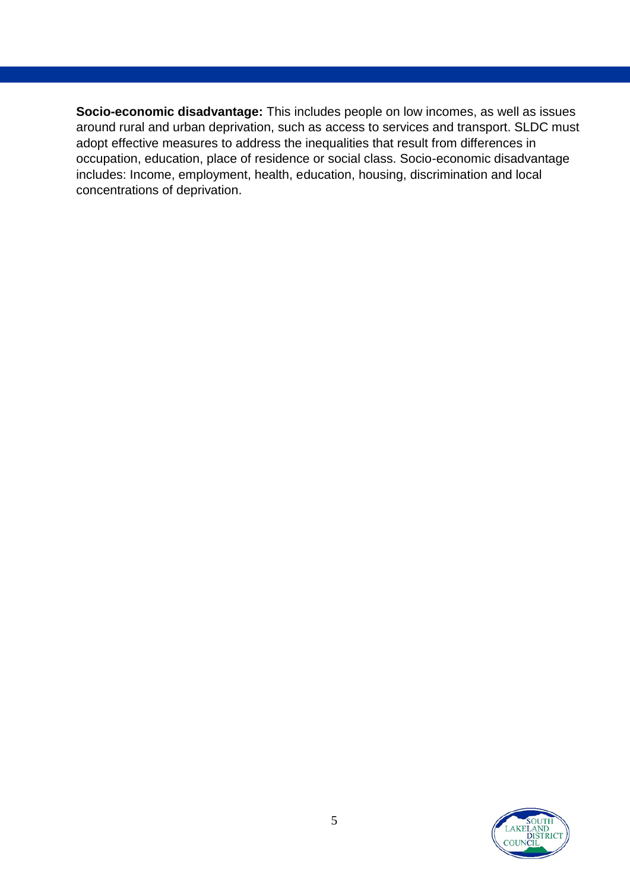**Socio-economic disadvantage:** This includes people on low incomes, as well as issues around rural and urban deprivation, such as access to services and transport. SLDC must adopt effective measures to address the inequalities that result from differences in occupation, education, place of residence or social class. Socio-economic disadvantage includes: Income, employment, health, education, housing, discrimination and local concentrations of deprivation.